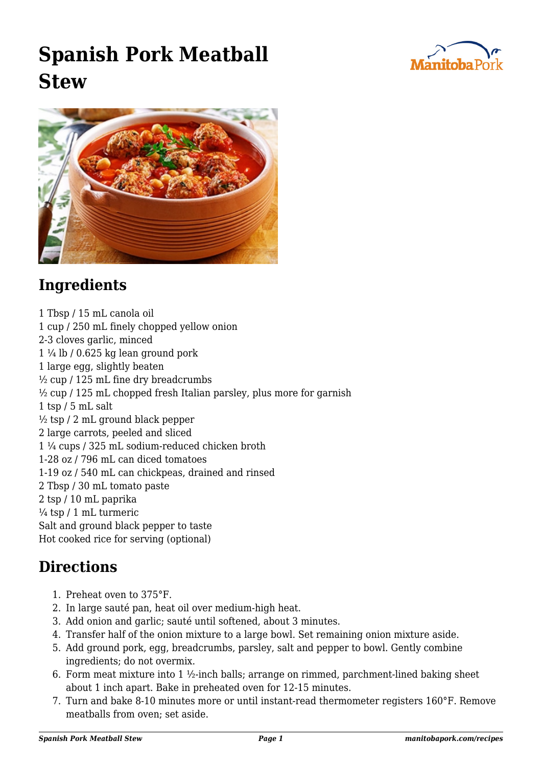# Spanish Pork Meatball Stew

## Ingredients

1 Tbsp / 15 mL canola oil
1 cup / 250 mL finely chopped yellow onion
2-3 cloves garlic, minced
1 ¼ lb / 0.625 kg lean ground pork
1 large egg, slightly beaten
½ cup / 125 mL fine dry breadcrumbs
½ cup / 125 mL chopped fresh Italian parsley, plus more for garnish
1 tsp / 5 mL salt
½ tsp / 2 mL ground black pepper
2 large carrots, peeled and sliced
1 ¼ cups / 325 mL sodium-reduced chicken broth
1-28 oz / 796 mL can diced tomatoes
1-19 oz / 540 mL can chickpeas, drained and rinsed
2 Tbsp / 30 mL tomato paste
2 tsp / 10 mL paprika
¼ tsp / 1 mL turmeric
Salt and ground black pepper to taste
Hot cooked rice for serving (optional)

## Directions

1. Preheat oven to 375°F.
2. In large sauté pan, heat oil over medium-high heat.
3. Add onion and garlic; sauté until softened, about 3 minutes.
4. Transfer half of the onion mixture to a large bowl. Set remaining onion mixture aside.
5. Add ground pork, egg, breadcrumbs, parsley, salt and pepper to bowl. Gently combine ingredients; do not overmix.
6. Form meat mixture into 1 ½-inch balls; arrange on rimmed, parchment-lined baking sheet about 1 inch apart. Bake in preheated oven for 12-15 minutes.
7. Turn and bake 8-10 minutes more or until instant-read thermometer registers 160°F. Remove meatballs from oven; set aside.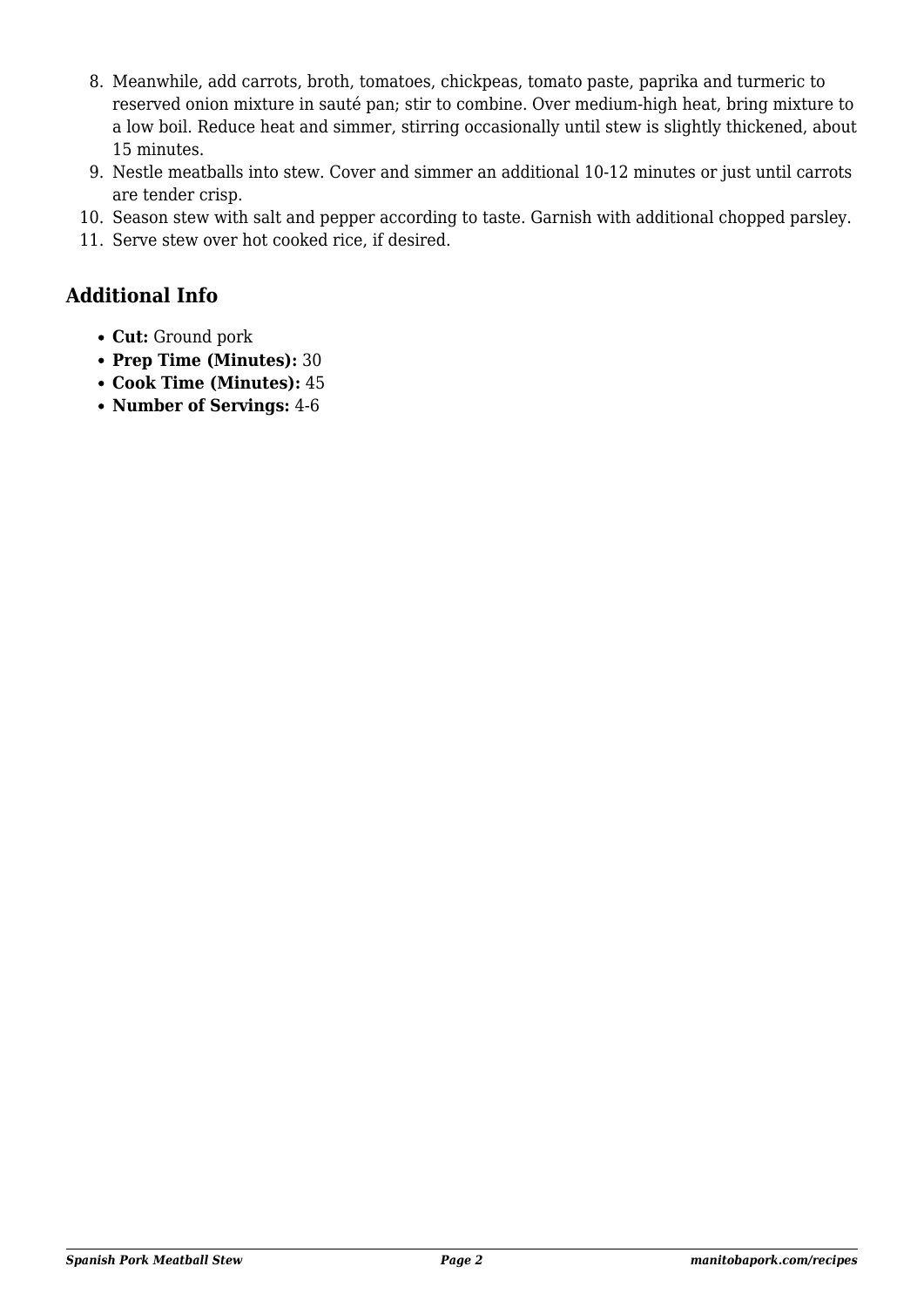8. Meanwhile, add carrots, broth, tomatoes, chickpeas, tomato paste, paprika and turmeric to reserved onion mixture in sauté pan; stir to combine. Over medium-high heat, bring mixture to a low boil. Reduce heat and simmer, stirring occasionally until stew is slightly thickened, about 15 minutes.
9. Nestle meatballs into stew. Cover and simmer an additional 10-12 minutes or just until carrots are tender crisp.
10. Season stew with salt and pepper according to taste. Garnish with additional chopped parsley.
11. Serve stew over hot cooked rice, if desired.

## Additional Info

- **Cut:** Ground pork
- **Prep Time (Minutes):** 30
- **Cook Time (Minutes):** 45
- **Number of Servings:** 4-6